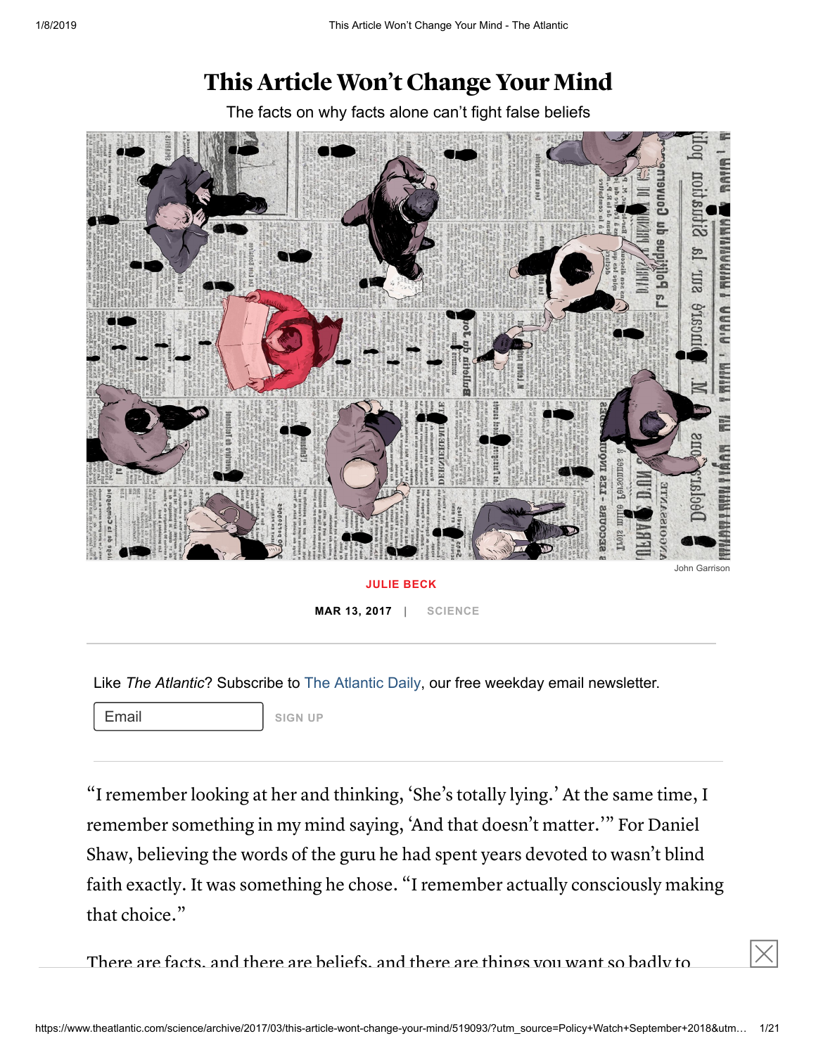# This Article Won't Change Your Mind

The facts on why facts alone can't fight false beliefs

John Garrison

JULIE BECK

MAR 13, 2017 | SCIENCE

Like *The Atlantic*? Subscribe to The Atlantic Daily, our free weekday email newsletter.

Email SIGN UP

"I remember looking at her and thinking, 'She's totally lying.' At the same time, I remember something in my mind saying, 'And that doesn't matter.'" For Daniel Shaw, believing the words of the guru he had spent years devoted to wasn't blind faith exactly. It was something he chose. "I remember actually consciously making that choice."

There are facts, and there are beliefs, and there are things you want so badly to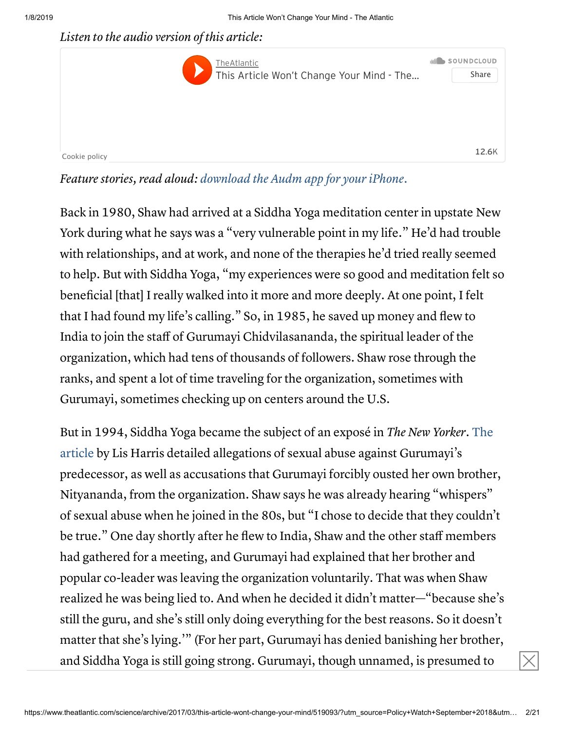*Listen to the audio version of this article:*

TheAtlantic
This Article Won't Change Your Mind - The...

*Feature stories, read aloud: download the Audm app for your iPhone.*

Back in 1980, Shaw had arrived at a Siddha Yoga meditation center in upstate New York during what he says was a "very vulnerable point in my life." He'd had trouble with relationships, and at work, and none of the therapies he'd tried really seemed to help. But with Siddha Yoga, "my experiences were so good and meditation felt so beneficial [that] I really walked into it more and more deeply. At one point, I felt that I had found my life's calling." So, in 1985, he saved up money and flew to India to join the staff of Gurumayi Chidvilasananda, the spiritual leader of the organization, which had tens of thousands of followers. Shaw rose through the ranks, and spent a lot of time traveling for the organization, sometimes with Gurumayi, sometimes checking up on centers around the U.S.

But in 1994, Siddha Yoga became the subject of an exposé in *The New Yorker*. The article by Lis Harris detailed allegations of sexual abuse against Gurumayi's predecessor, as well as accusations that Gurumayi forcibly ousted her own brother, Nityananda, from the organization. Shaw says he was already hearing "whispers" of sexual abuse when he joined in the 80s, but "I chose to decide that they couldn't be true." One day shortly after he flew to India, Shaw and the other staff members had gathered for a meeting, and Gurumayi had explained that her brother and popular co-leader was leaving the organization voluntarily. That was when Shaw realized he was being lied to. And when he decided it didn't matter—"because she's still the guru, and she's still only doing everything for the best reasons. So it doesn't matter that she's lying.'" (For her part, Gurumayi has denied banishing her brother, and Siddha Yoga is still going strong. Gurumayi, though unnamed, is presumed to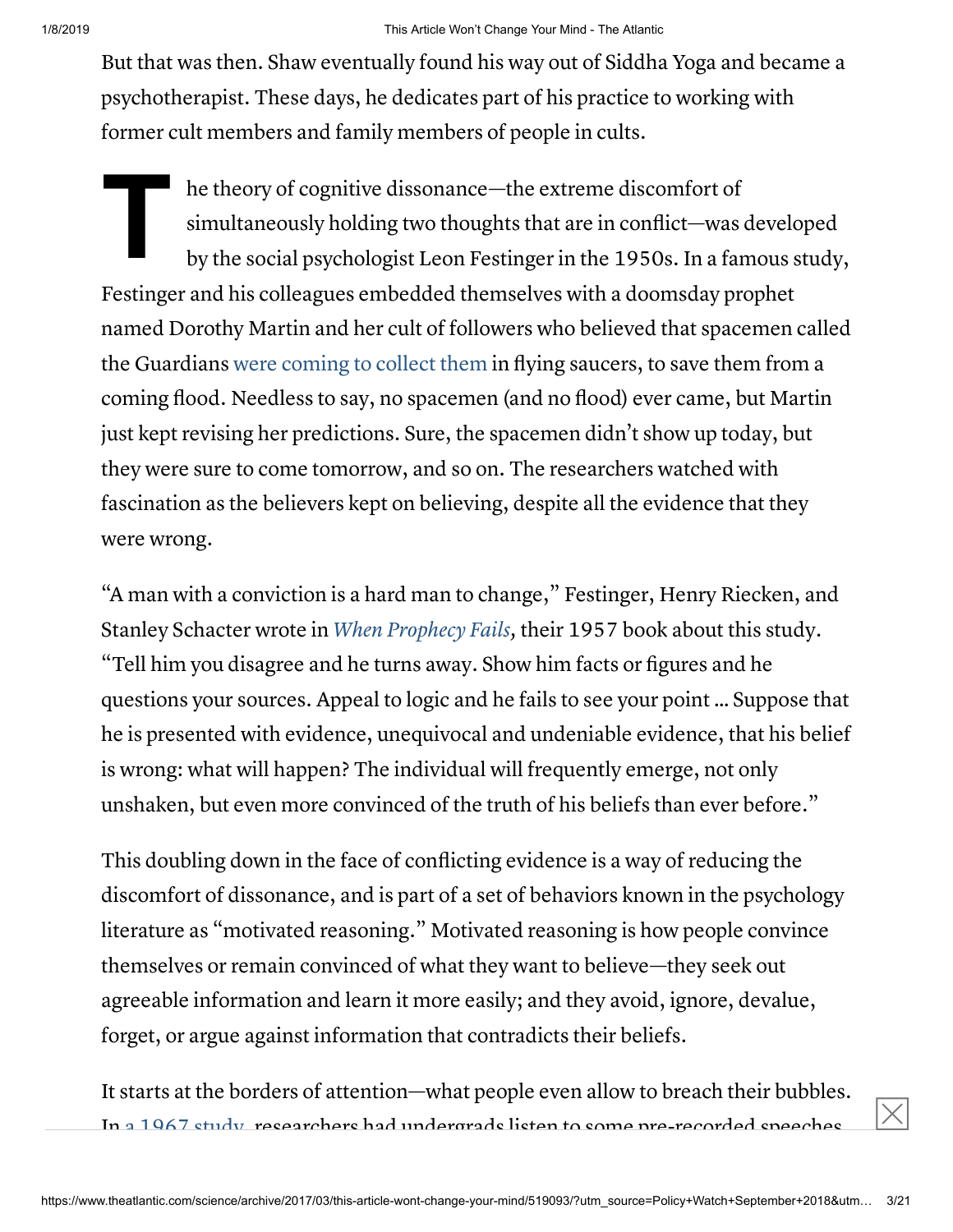But that was then. Shaw eventually found his way out of Siddha Yoga and became a psychotherapist. These days, he dedicates part of his practice to working with former cult members and family members of people in cults.

The theory of cognitive dissonance—the extreme discomfort of simultaneously holding two thoughts that are in conflict—was developed by the social psychologist Leon Festinger in the 1950s. In a famous study, Festinger and his colleagues embedded themselves with a doomsday prophet named Dorothy Martin and her cult of followers who believed that spacemen called the Guardians were coming to collect them in flying saucers, to save them from a coming flood. Needless to say, no spacemen (and no flood) ever came, but Martin just kept revising her predictions. Sure, the spacemen didn't show up today, but they were sure to come tomorrow, and so on. The researchers watched with fascination as the believers kept on believing, despite all the evidence that they were wrong.

"A man with a conviction is a hard man to change," Festinger, Henry Riecken, and Stanley Schacter wrote in *When Prophecy Fails,* their 1957 book about this study. "Tell him you disagree and he turns away. Show him facts or figures and he questions your sources. Appeal to logic and he fails to see your point … Suppose that he is presented with evidence, unequivocal and undeniable evidence, that his belief is wrong: what will happen? The individual will frequently emerge, not only unshaken, but even more convinced of the truth of his beliefs than ever before."

This doubling down in the face of conflicting evidence is a way of reducing the discomfort of dissonance, and is part of a set of behaviors known in the psychology literature as "motivated reasoning." Motivated reasoning is how people convince themselves or remain convinced of what they want to believe—they seek out agreeable information and learn it more easily; and they avoid, ignore, devalue, forget, or argue against information that contradicts their beliefs.

It starts at the borders of attention—what people even allow to breach their bubbles. In a 1967 study, researchers had undergrads listen to some pre-recorded speeches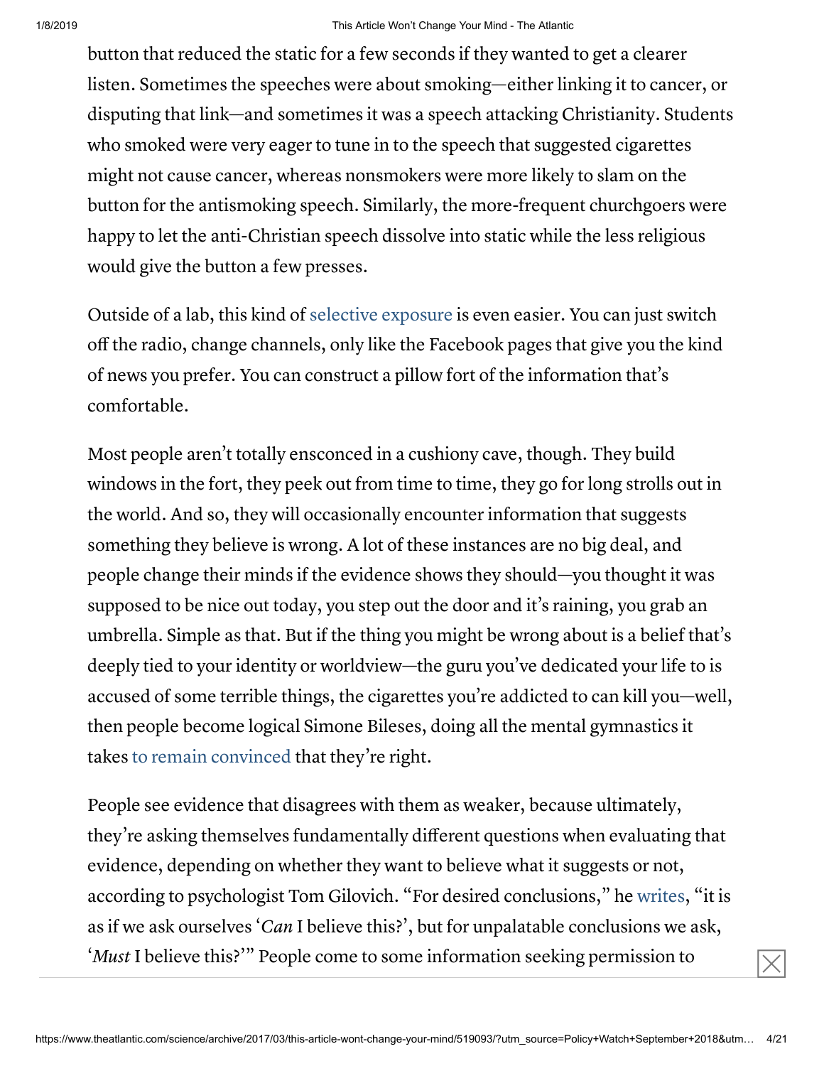button that reduced the static for a few seconds if they wanted to get a clearer listen. Sometimes the speeches were about smoking—either linking it to cancer, or disputing that link—and sometimes it was a speech attacking Christianity. Students who smoked were very eager to tune in to the speech that suggested cigarettes might not cause cancer, whereas nonsmokers were more likely to slam on the button for the antismoking speech. Similarly, the more-frequent churchgoers were happy to let the anti-Christian speech dissolve into static while the less religious would give the button a few presses.

Outside of a lab, this kind of selective exposure is even easier. You can just switch off the radio, change channels, only like the Facebook pages that give you the kind of news you prefer. You can construct a pillow fort of the information that's comfortable.

Most people aren't totally ensconced in a cushiony cave, though. They build windows in the fort, they peek out from time to time, they go for long strolls out in the world. And so, they will occasionally encounter information that suggests something they believe is wrong. A lot of these instances are no big deal, and people change their minds if the evidence shows they should—you thought it was supposed to be nice out today, you step out the door and it's raining, you grab an umbrella. Simple as that. But if the thing you might be wrong about is a belief that's deeply tied to your identity or worldview—the guru you've dedicated your life to is accused of some terrible things, the cigarettes you're addicted to can kill you—well, then people become logical Simone Bileses, doing all the mental gymnastics it takes to remain convinced that they're right.

People see evidence that disagrees with them as weaker, because ultimately, they're asking themselves fundamentally different questions when evaluating that evidence, depending on whether they want to believe what it suggests or not, according to psychologist Tom Gilovich. "For desired conclusions," he writes, "it is as if we ask ourselves '*Can* I believe this?', but for unpalatable conclusions we ask, '*Must* I believe this?'" People come to some information seeking permission to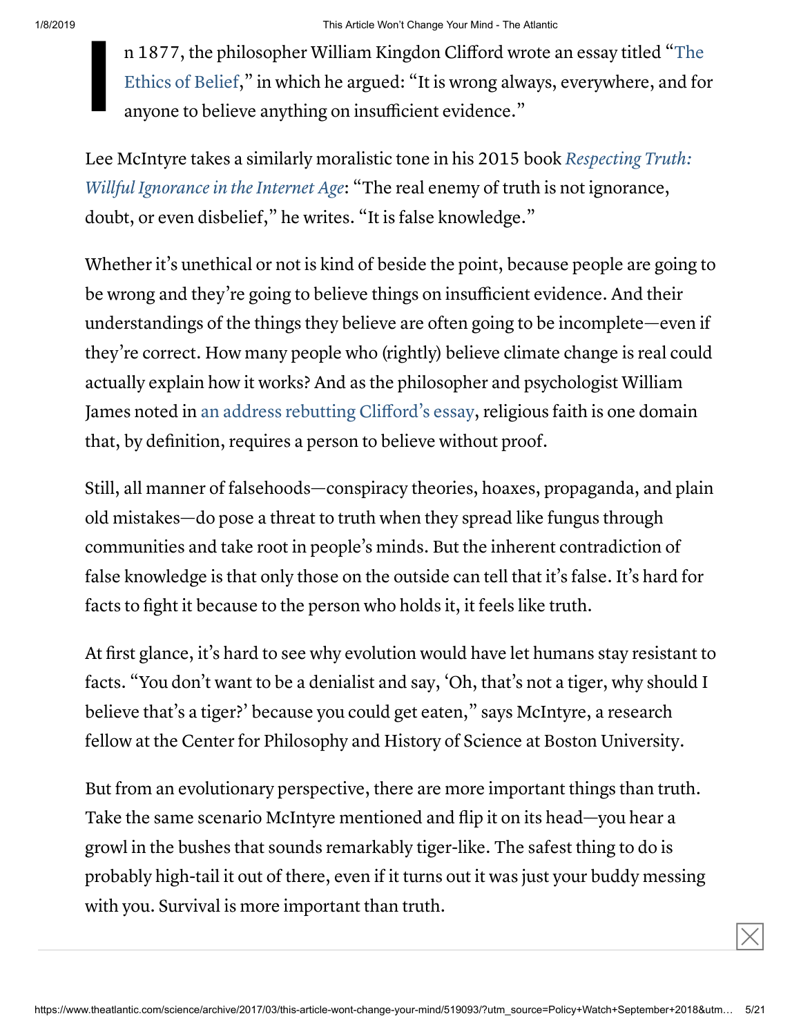In 1877, the philosopher William Kingdon Clifford wrote an essay titled "The Ethics of Belief," in which he argued: "It is wrong always, everywhere, and for anyone to believe anything on insufficient evidence."

Lee McIntyre takes a similarly moralistic tone in his 2015 book *Respecting Truth: Willful Ignorance in the Internet Age*: "The real enemy of truth is not ignorance, doubt, or even disbelief," he writes. "It is false knowledge."

Whether it's unethical or not is kind of beside the point, because people are going to be wrong and they're going to believe things on insufficient evidence. And their understandings of the things they believe are often going to be incomplete—even if they're correct. How many people who (rightly) believe climate change is real could actually explain how it works? And as the philosopher and psychologist William James noted in an address rebutting Clifford's essay, religious faith is one domain that, by definition, requires a person to believe without proof.

Still, all manner of falsehoods—conspiracy theories, hoaxes, propaganda, and plain old mistakes—do pose a threat to truth when they spread like fungus through communities and take root in people's minds. But the inherent contradiction of false knowledge is that only those on the outside can tell that it's false. It's hard for facts to fight it because to the person who holds it, it feels like truth.

At first glance, it's hard to see why evolution would have let humans stay resistant to facts. "You don't want to be a denialist and say, 'Oh, that's not a tiger, why should I believe that's a tiger?' because you could get eaten," says McIntyre, a research fellow at the Center for Philosophy and History of Science at Boston University.

But from an evolutionary perspective, there are more important things than truth. Take the same scenario McIntyre mentioned and flip it on its head—you hear a growl in the bushes that sounds remarkably tiger-like. The safest thing to do is probably high-tail it out of there, even if it turns out it was just your buddy messing with you. Survival is more important than truth.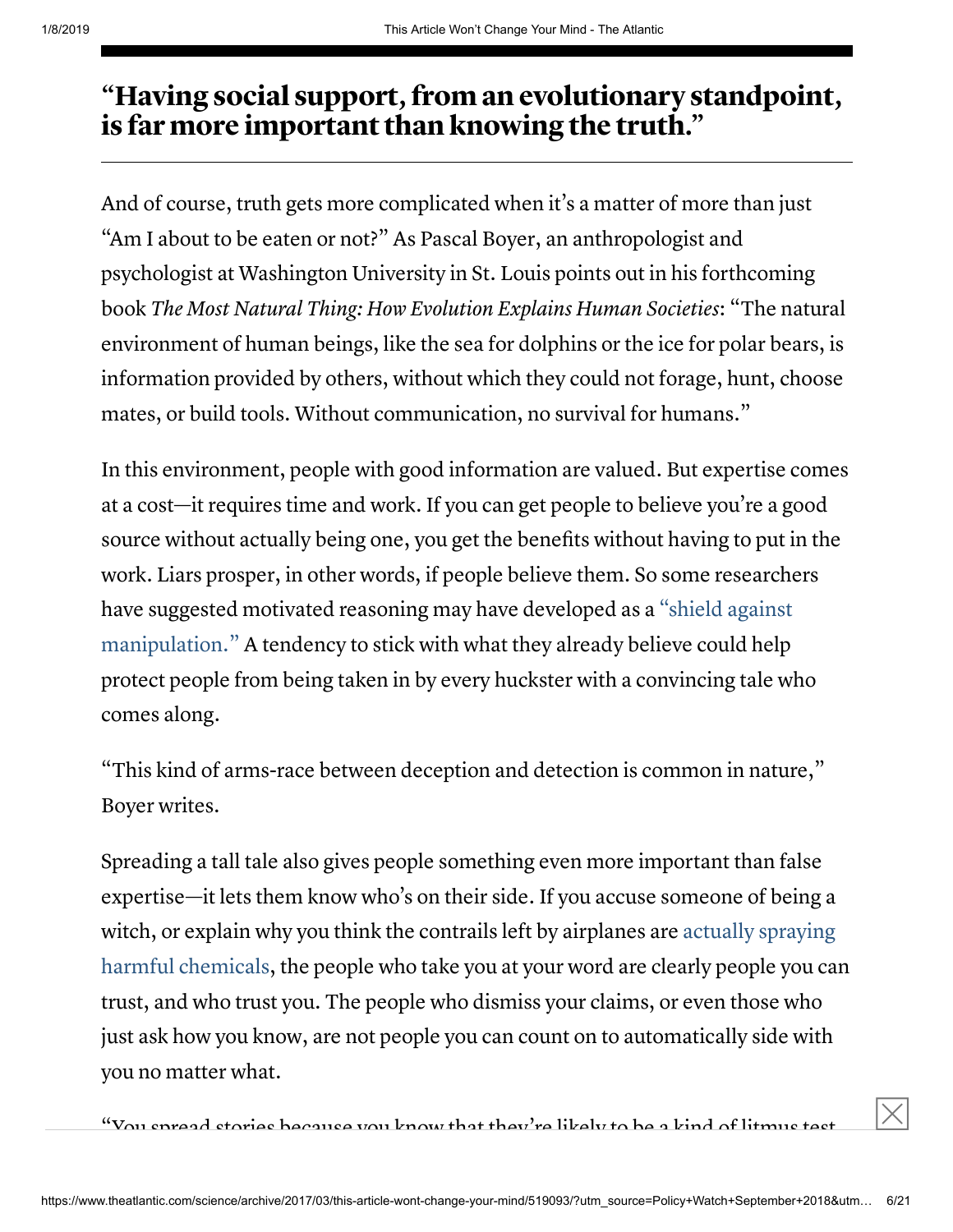**"Having social support, from an evolutionary standpoint, is far more important than knowing the truth."**

---

And of course, truth gets more complicated when it's a matter of more than just "Am I about to be eaten or not?" As Pascal Boyer, an anthropologist and psychologist at Washington University in St. Louis points out in his forthcoming book *The Most Natural Thing: How Evolution Explains Human Societies*: "The natural environment of human beings, like the sea for dolphins or the ice for polar bears, is information provided by others, without which they could not forage, hunt, choose mates, or build tools. Without communication, no survival for humans."

In this environment, people with good information are valued. But expertise comes at a cost—it requires time and work. If you can get people to believe you're a good source without actually being one, you get the benefits without having to put in the work. Liars prosper, in other words, if people believe them. So some researchers have suggested motivated reasoning may have developed as a "shield against manipulation." A tendency to stick with what they already believe could help protect people from being taken in by every huckster with a convincing tale who comes along.

"This kind of arms-race between deception and detection is common in nature," Boyer writes.

Spreading a tall tale also gives people something even more important than false expertise—it lets them know who's on their side. If you accuse someone of being a witch, or explain why you think the contrails left by airplanes are actually spraying harmful chemicals, the people who take you at your word are clearly people you can trust, and who trust you. The people who dismiss your claims, or even those who just ask how you know, are not people you can count on to automatically side with you no matter what.

"You spread stories because you know that they're likely to be a kind of litmus test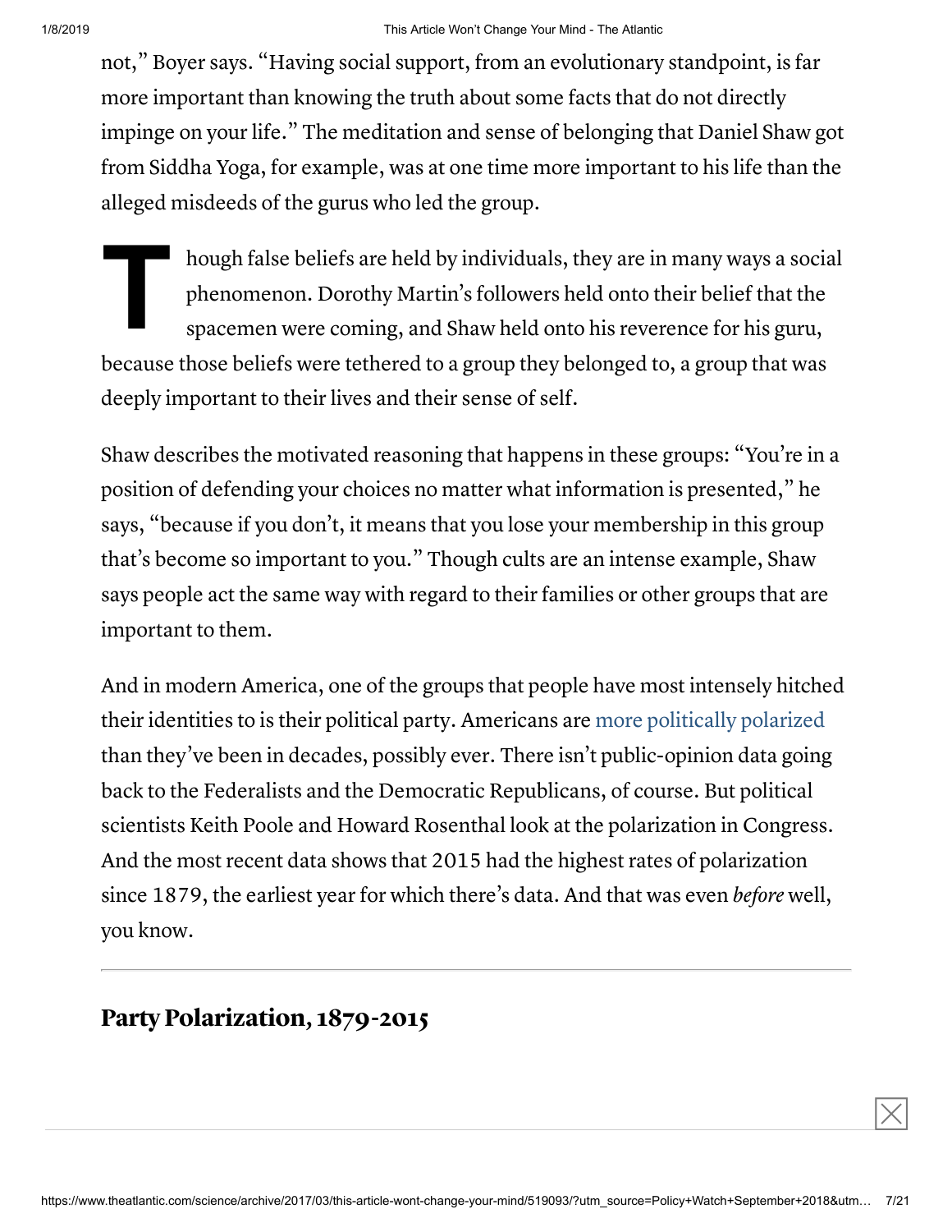not," Boyer says. "Having social support, from an evolutionary standpoint, is far more important than knowing the truth about some facts that do not directly impinge on your life." The meditation and sense of belonging that Daniel Shaw got from Siddha Yoga, for example, was at one time more important to his life than the alleged misdeeds of the gurus who led the group.

Though false beliefs are held by individuals, they are in many ways a social phenomenon. Dorothy Martin's followers held onto their belief that the spacemen were coming, and Shaw held onto his reverence for his guru, because those beliefs were tethered to a group they belonged to, a group that was deeply important to their lives and their sense of self.

Shaw describes the motivated reasoning that happens in these groups: "You're in a position of defending your choices no matter what information is presented," he says, "because if you don't, it means that you lose your membership in this group that's become so important to you." Though cults are an intense example, Shaw says people act the same way with regard to their families or other groups that are important to them.

And in modern America, one of the groups that people have most intensely hitched their identities to is their political party. Americans are more politically polarized than they've been in decades, possibly ever. There isn't public-opinion data going back to the Federalists and the Democratic Republicans, of course. But political scientists Keith Poole and Howard Rosenthal look at the polarization in Congress. And the most recent data shows that 2015 had the highest rates of polarization since 1879, the earliest year for which there's data. And that was even *before* well, you know.

## Party Polarization, 1879-2015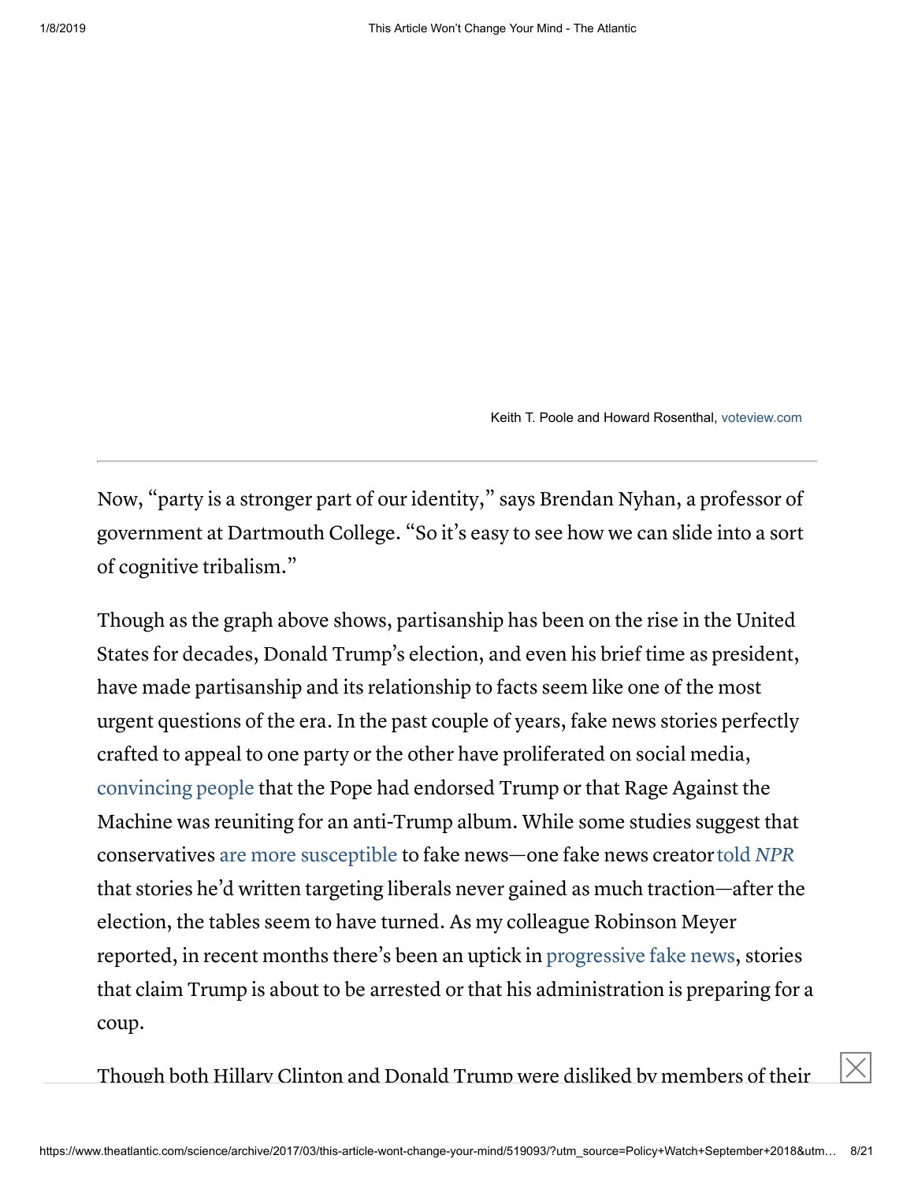Keith T. Poole and Howard Rosenthal, voteview.com

---

Now, "party is a stronger part of our identity," says Brendan Nyhan, a professor of government at Dartmouth College. "So it's easy to see how we can slide into a sort of cognitive tribalism."

Though as the graph above shows, partisanship has been on the rise in the United States for decades, Donald Trump's election, and even his brief time as president, have made partisanship and its relationship to facts seem like one of the most urgent questions of the era. In the past couple of years, fake news stories perfectly crafted to appeal to one party or the other have proliferated on social media, convincing people that the Pope had endorsed Trump or that Rage Against the Machine was reuniting for an anti-Trump album. While some studies suggest that conservatives are more susceptible to fake news—one fake news creator told *NPR* that stories he'd written targeting liberals never gained as much traction—after the election, the tables seem to have turned. As my colleague Robinson Meyer reported, in recent months there's been an uptick in progressive fake news, stories that claim Trump is about to be arrested or that his administration is preparing for a coup.

Though both Hillary Clinton and Donald Trump were disliked by members of their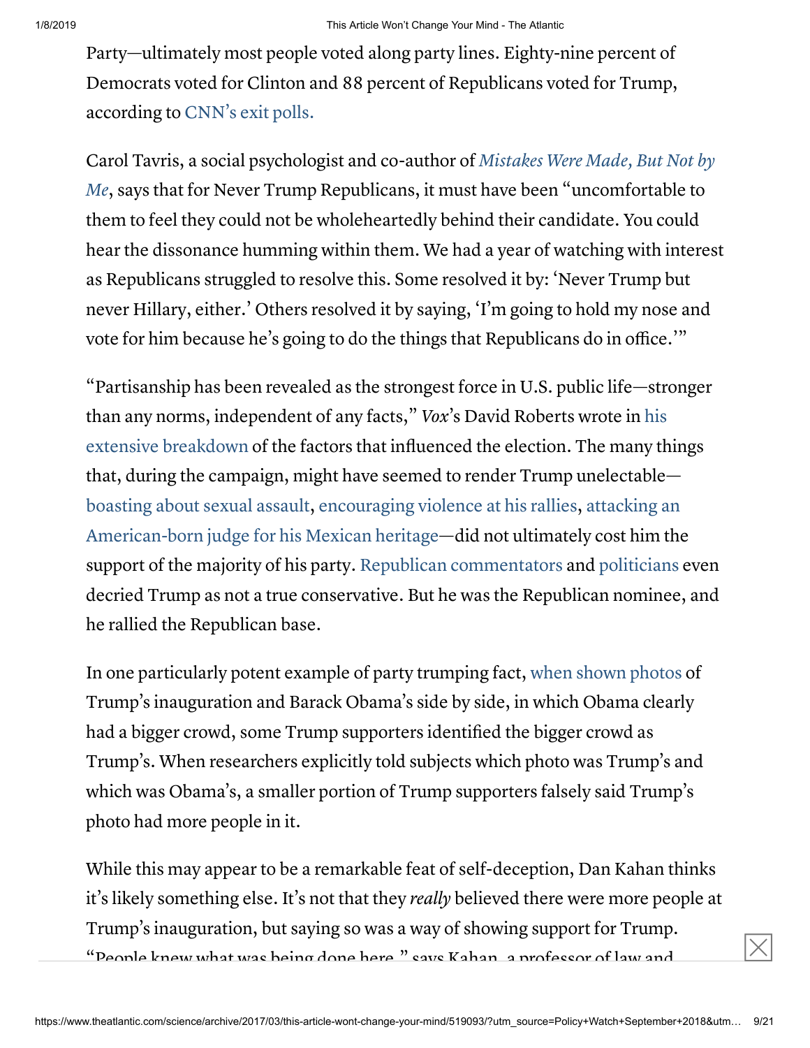Party—ultimately most people voted along party lines. Eighty-nine percent of Democrats voted for Clinton and 88 percent of Republicans voted for Trump, according to CNN's exit polls.

Carol Tavris, a social psychologist and co-author of *Mistakes Were Made, But Not by Me*, says that for Never Trump Republicans, it must have been "uncomfortable to them to feel they could not be wholeheartedly behind their candidate. You could hear the dissonance humming within them. We had a year of watching with interest as Republicans struggled to resolve this. Some resolved it by: 'Never Trump but never Hillary, either.' Others resolved it by saying, 'I'm going to hold my nose and vote for him because he's going to do the things that Republicans do in office.'"

"Partisanship has been revealed as the strongest force in U.S. public life—stronger than any norms, independent of any facts," *Vox*'s David Roberts wrote in his extensive breakdown of the factors that influenced the election. The many things that, during the campaign, might have seemed to render Trump unelectable—boasting about sexual assault, encouraging violence at his rallies, attacking an American-born judge for his Mexican heritage—did not ultimately cost him the support of the majority of his party. Republican commentators and politicians even decried Trump as not a true conservative. But he was the Republican nominee, and he rallied the Republican base.

In one particularly potent example of party trumping fact, when shown photos of Trump's inauguration and Barack Obama's side by side, in which Obama clearly had a bigger crowd, some Trump supporters identified the bigger crowd as Trump's. When researchers explicitly told subjects which photo was Trump's and which was Obama's, a smaller portion of Trump supporters falsely said Trump's photo had more people in it.

While this may appear to be a remarkable feat of self-deception, Dan Kahan thinks it's likely something else. It's not that they *really* believed there were more people at Trump's inauguration, but saying so was a way of showing support for Trump. "People knew what was being done here," says Kahan, a professor of law and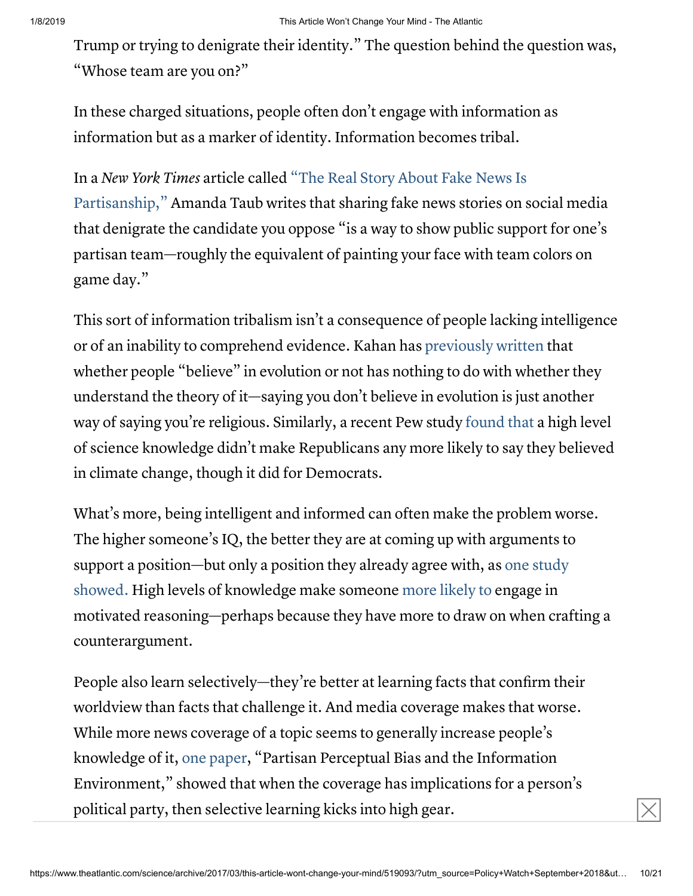Trump or trying to denigrate their identity." The question behind the question was, "Whose team are you on?"

In these charged situations, people often don't engage with information as information but as a marker of identity. Information becomes tribal.

In a *New York Times* article called "The Real Story About Fake News Is Partisanship," Amanda Taub writes that sharing fake news stories on social media that denigrate the candidate you oppose "is a way to show public support for one's partisan team—roughly the equivalent of painting your face with team colors on game day."

This sort of information tribalism isn't a consequence of people lacking intelligence or of an inability to comprehend evidence. Kahan has previously written that whether people "believe" in evolution or not has nothing to do with whether they understand the theory of it—saying you don't believe in evolution is just another way of saying you're religious. Similarly, a recent Pew study found that a high level of science knowledge didn't make Republicans any more likely to say they believed in climate change, though it did for Democrats.

What's more, being intelligent and informed can often make the problem worse. The higher someone's IQ, the better they are at coming up with arguments to support a position—but only a position they already agree with, as one study showed. High levels of knowledge make someone more likely to engage in motivated reasoning—perhaps because they have more to draw on when crafting a counterargument.

People also learn selectively—they're better at learning facts that confirm their worldview than facts that challenge it. And media coverage makes that worse. While more news coverage of a topic seems to generally increase people's knowledge of it, one paper, "Partisan Perceptual Bias and the Information Environment," showed that when the coverage has implications for a person's political party, then selective learning kicks into high gear.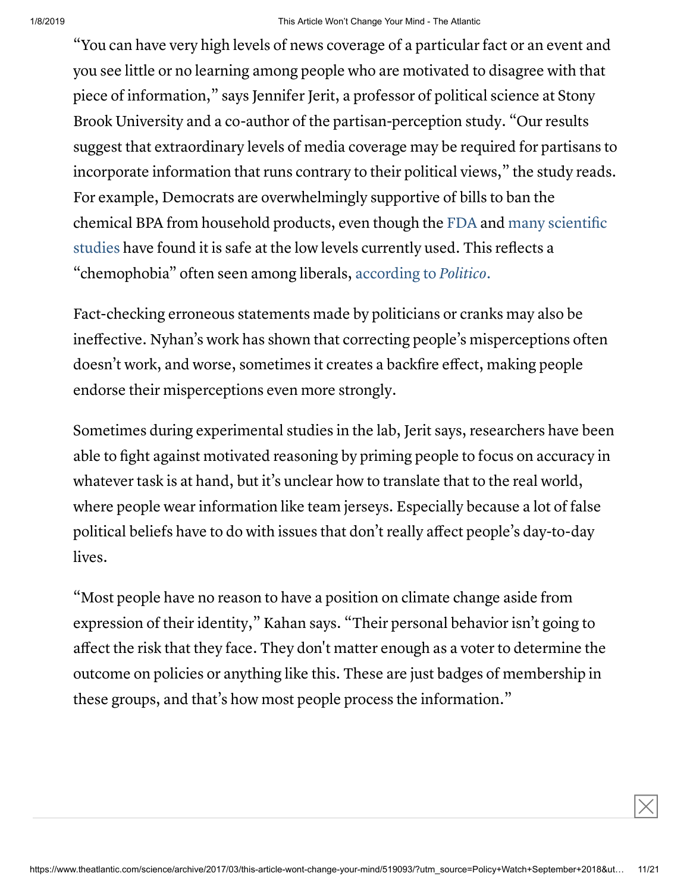"You can have very high levels of news coverage of a particular fact or an event and you see little or no learning among people who are motivated to disagree with that piece of information," says Jennifer Jerit, a professor of political science at Stony Brook University and a co-author of the partisan-perception study. "Our results suggest that extraordinary levels of media coverage may be required for partisans to incorporate information that runs contrary to their political views," the study reads. For example, Democrats are overwhelmingly supportive of bills to ban the chemical BPA from household products, even though the FDA and many scientific studies have found it is safe at the low levels currently used. This reflects a "chemophobia" often seen among liberals, according to *Politico*.

Fact-checking erroneous statements made by politicians or cranks may also be ineffective. Nyhan's work has shown that correcting people's misperceptions often doesn't work, and worse, sometimes it creates a backfire effect, making people endorse their misperceptions even more strongly.

Sometimes during experimental studies in the lab, Jerit says, researchers have been able to fight against motivated reasoning by priming people to focus on accuracy in whatever task is at hand, but it's unclear how to translate that to the real world, where people wear information like team jerseys. Especially because a lot of false political beliefs have to do with issues that don't really affect people's day-to-day lives.

"Most people have no reason to have a position on climate change aside from expression of their identity," Kahan says. "Their personal behavior isn't going to affect the risk that they face. They don't matter enough as a voter to determine the outcome on policies or anything like this. These are just badges of membership in these groups, and that's how most people process the information."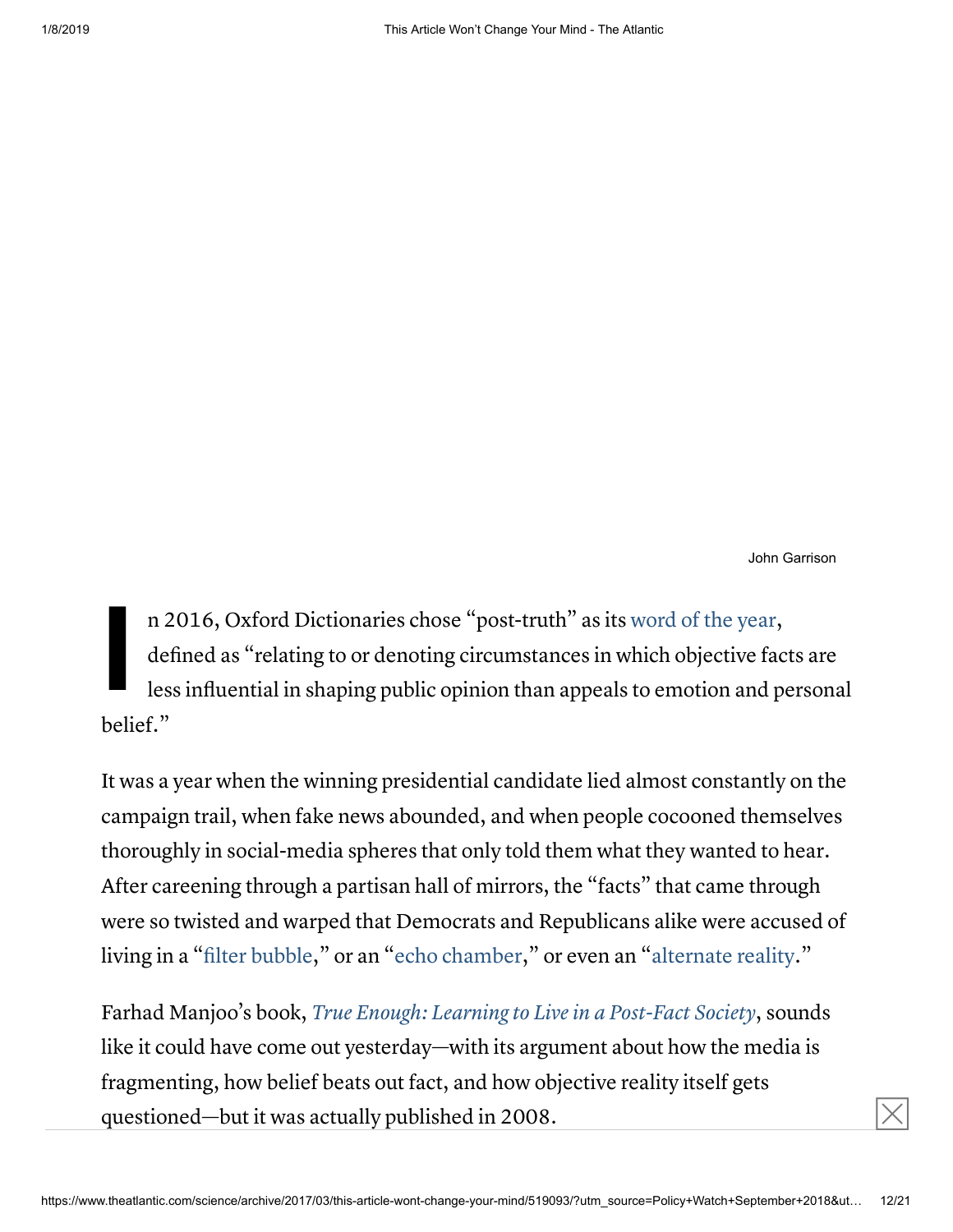John Garrison

In 2016, Oxford Dictionaries chose "post-truth" as its word of the year, defined as "relating to or denoting circumstances in which objective facts are less influential in shaping public opinion than appeals to emotion and personal belief."

It was a year when the winning presidential candidate lied almost constantly on the campaign trail, when fake news abounded, and when people cocooned themselves thoroughly in social-media spheres that only told them what they wanted to hear. After careening through a partisan hall of mirrors, the "facts" that came through were so twisted and warped that Democrats and Republicans alike were accused of living in a "filter bubble," or an "echo chamber," or even an "alternate reality."

Farhad Manjoo's book, *True Enough: Learning to Live in a Post-Fact Society*, sounds like it could have come out yesterday—with its argument about how the media is fragmenting, how belief beats out fact, and how objective reality itself gets questioned—but it was actually published in 2008.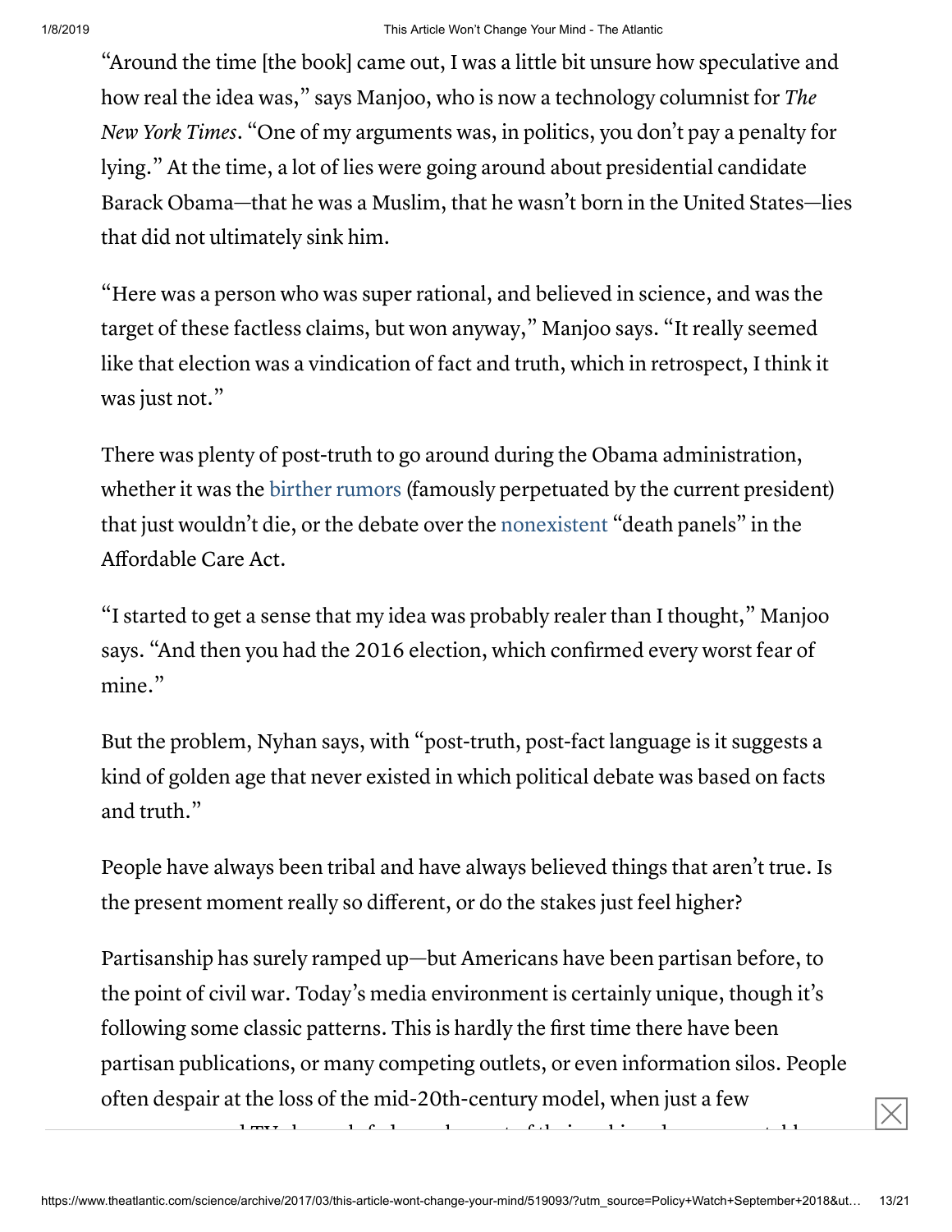"Around the time [the book] came out, I was a little bit unsure how speculative and how real the idea was," says Manjoo, who is now a technology columnist for *The New York Times*. "One of my arguments was, in politics, you don't pay a penalty for lying." At the time, a lot of lies were going around about presidential candidate Barack Obama—that he was a Muslim, that he wasn't born in the United States—lies that did not ultimately sink him.

"Here was a person who was super rational, and believed in science, and was the target of these factless claims, but won anyway," Manjoo says. "It really seemed like that election was a vindication of fact and truth, which in retrospect, I think it was just not."

There was plenty of post-truth to go around during the Obama administration, whether it was the birther rumors (famously perpetuated by the current president) that just wouldn't die, or the debate over the nonexistent "death panels" in the Affordable Care Act.

"I started to get a sense that my idea was probably realer than I thought," Manjoo says. "And then you had the 2016 election, which confirmed every worst fear of mine."

But the problem, Nyhan says, with "post-truth, post-fact language is it suggests a kind of golden age that never existed in which political debate was based on facts and truth."

People have always been tribal and have always believed things that aren't true. Is the present moment really so different, or do the stakes just feel higher?

Partisanship has surely ramped up—but Americans have been partisan before, to the point of civil war. Today's media environment is certainly unique, though it's following some classic patterns. This is hardly the first time there have been partisan publications, or many competing outlets, or even information silos. People often despair at the loss of the mid-20th-century model, when just a few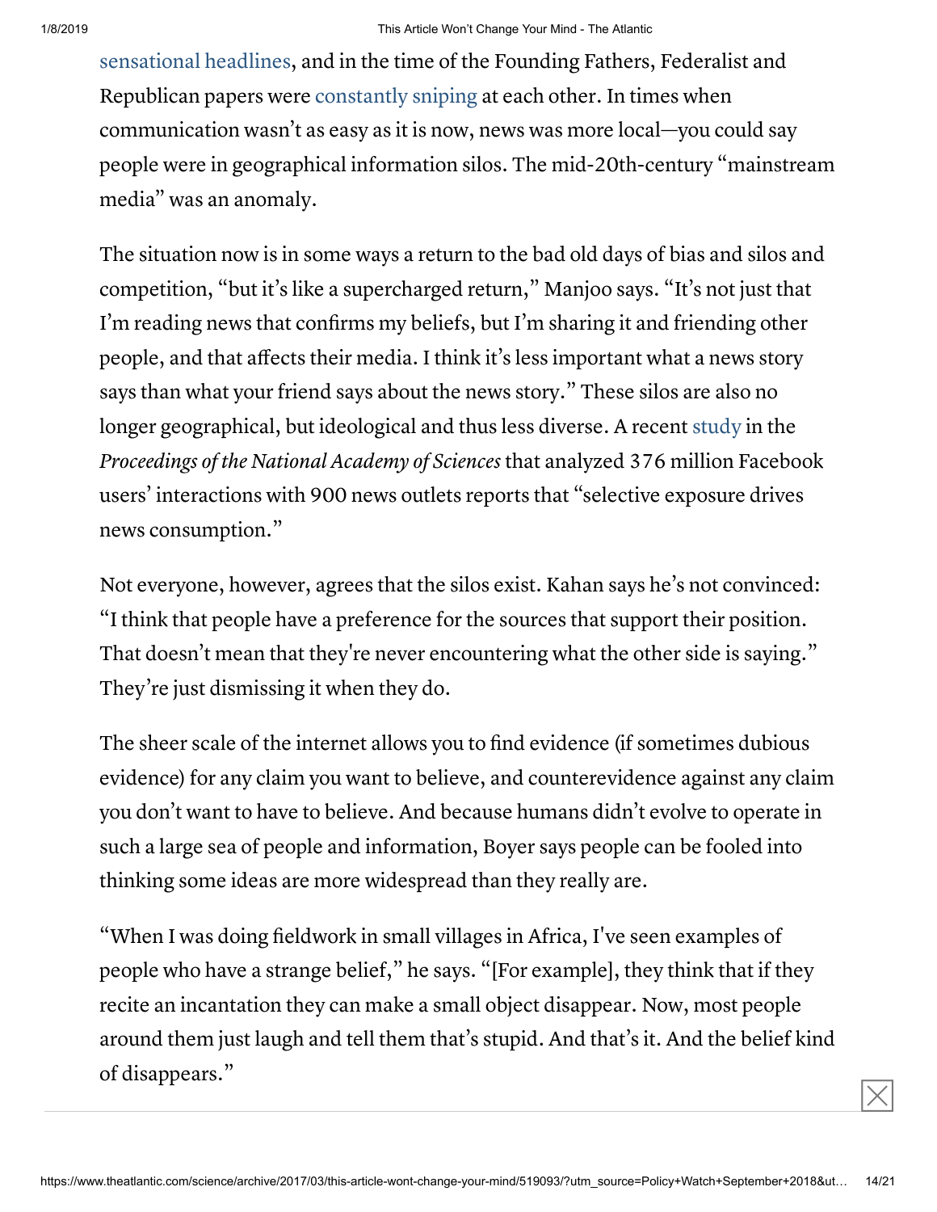sensational headlines, and in the time of the Founding Fathers, Federalist and Republican papers were constantly sniping at each other. In times when communication wasn't as easy as it is now, news was more local—you could say people were in geographical information silos. The mid-20th-century "mainstream media" was an anomaly.

The situation now is in some ways a return to the bad old days of bias and silos and competition, "but it's like a supercharged return," Manjoo says. "It's not just that I'm reading news that confirms my beliefs, but I'm sharing it and friending other people, and that affects their media. I think it's less important what a news story says than what your friend says about the news story." These silos are also no longer geographical, but ideological and thus less diverse. A recent study in the *Proceedings of the National Academy of Sciences* that analyzed 376 million Facebook users' interactions with 900 news outlets reports that "selective exposure drives news consumption."

Not everyone, however, agrees that the silos exist. Kahan says he's not convinced: "I think that people have a preference for the sources that support their position. That doesn't mean that they're never encountering what the other side is saying." They're just dismissing it when they do.

The sheer scale of the internet allows you to find evidence (if sometimes dubious evidence) for any claim you want to believe, and counterevidence against any claim you don't want to have to believe. And because humans didn't evolve to operate in such a large sea of people and information, Boyer says people can be fooled into thinking some ideas are more widespread than they really are.

"When I was doing fieldwork in small villages in Africa, I've seen examples of people who have a strange belief," he says. "[For example], they think that if they recite an incantation they can make a small object disappear. Now, most people around them just laugh and tell them that's stupid. And that's it. And the belief kind of disappears."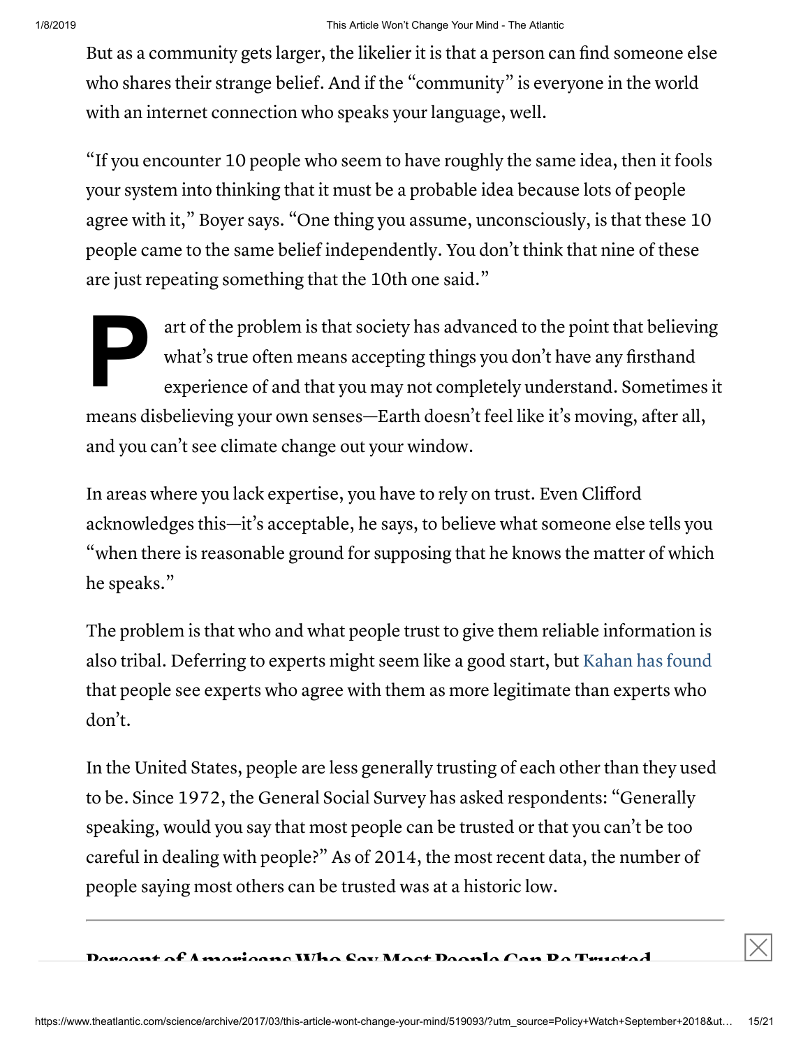But as a community gets larger, the likelier it is that a person can find someone else who shares their strange belief. And if the "community" is everyone in the world with an internet connection who speaks your language, well.

"If you encounter 10 people who seem to have roughly the same idea, then it fools your system into thinking that it must be a probable idea because lots of people agree with it," Boyer says. "One thing you assume, unconsciously, is that these 10 people came to the same belief independently. You don't think that nine of these are just repeating something that the 10th one said."

Part of the problem is that society has advanced to the point that believing what's true often means accepting things you don't have any firsthand experience of and that you may not completely understand. Sometimes it means disbelieving your own senses—Earth doesn't feel like it's moving, after all, and you can't see climate change out your window.

In areas where you lack expertise, you have to rely on trust. Even Clifford acknowledges this—it's acceptable, he says, to believe what someone else tells you "when there is reasonable ground for supposing that he knows the matter of which he speaks."

The problem is that who and what people trust to give them reliable information is also tribal. Deferring to experts might seem like a good start, but Kahan has found that people see experts who agree with them as more legitimate than experts who don't.

In the United States, people are less generally trusting of each other than they used to be. Since 1972, the General Social Survey has asked respondents: "Generally speaking, would you say that most people can be trusted or that you can't be too careful in dealing with people?" As of 2014, the most recent data, the number of people saying most others can be trusted was at a historic low.

## Percent of Americans Who Say Most People Can Be Trusted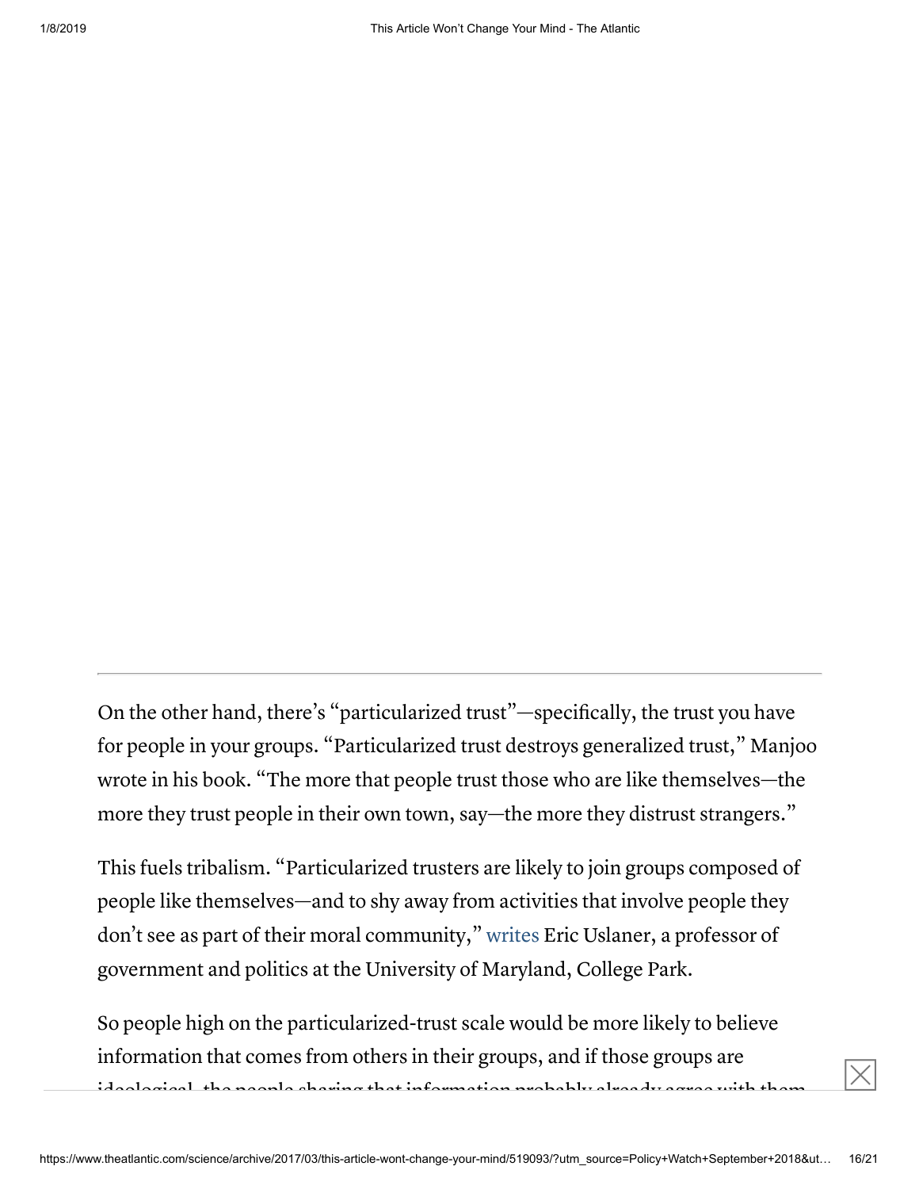On the other hand, there's "particularized trust"—specifically, the trust you have for people in your groups. "Particularized trust destroys generalized trust," Manjoo wrote in his book. "The more that people trust those who are like themselves—the more they trust people in their own town, say—the more they distrust strangers."

This fuels tribalism. "Particularized trusters are likely to join groups composed of people like themselves—and to shy away from activities that involve people they don't see as part of their moral community," writes Eric Uslaner, a professor of government and politics at the University of Maryland, College Park.

So people high on the particularized-trust scale would be more likely to believe information that comes from others in their groups, and if those groups are ideological, the people sharing that information probably already agree with them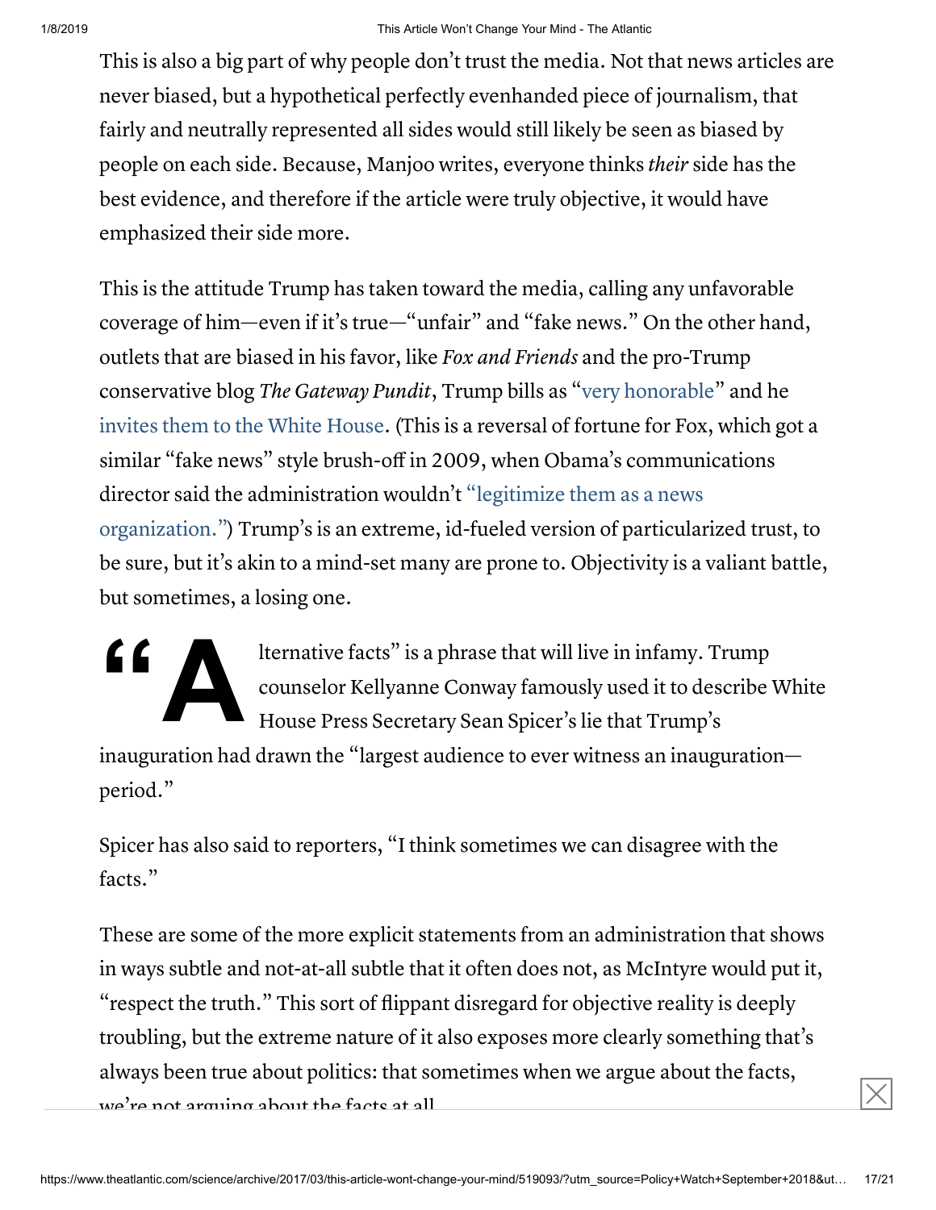This is also a big part of why people don't trust the media. Not that news articles are never biased, but a hypothetical perfectly evenhanded piece of journalism, that fairly and neutrally represented all sides would still likely be seen as biased by people on each side. Because, Manjoo writes, everyone thinks *their* side has the best evidence, and therefore if the article were truly objective, it would have emphasized their side more.

This is the attitude Trump has taken toward the media, calling any unfavorable coverage of him—even if it's true—"unfair" and "fake news." On the other hand, outlets that are biased in his favor, like *Fox and Friends* and the pro-Trump conservative blog *The Gateway Pundit*, Trump bills as "very honorable" and he invites them to the White House. (This is a reversal of fortune for Fox, which got a similar "fake news" style brush-off in 2009, when Obama's communications director said the administration wouldn't "legitimize them as a news organization.") Trump's is an extreme, id-fueled version of particularized trust, to be sure, but it's akin to a mind-set many are prone to. Objectivity is a valiant battle, but sometimes, a losing one.

"Alternative facts" is a phrase that will live in infamy. Trump counselor Kellyanne Conway famously used it to describe White House Press Secretary Sean Spicer's lie that Trump's inauguration had drawn the "largest audience to ever witness an inauguration—period."

Spicer has also said to reporters, "I think sometimes we can disagree with the facts."

These are some of the more explicit statements from an administration that shows in ways subtle and not-at-all subtle that it often does not, as McIntyre would put it, "respect the truth." This sort of flippant disregard for objective reality is deeply troubling, but the extreme nature of it also exposes more clearly something that's always been true about politics: that sometimes when we argue about the facts, we're not arguing about the facts at all.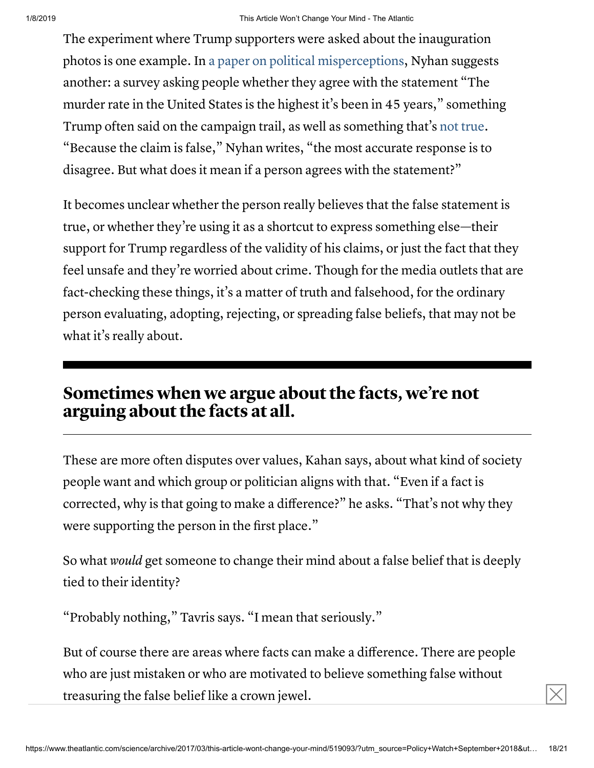The experiment where Trump supporters were asked about the inauguration photos is one example. In a paper on political misperceptions, Nyhan suggests another: a survey asking people whether they agree with the statement "The murder rate in the United States is the highest it's been in 45 years," something Trump often said on the campaign trail, as well as something that's not true. "Because the claim is false," Nyhan writes, "the most accurate response is to disagree. But what does it mean if a person agrees with the statement?"

It becomes unclear whether the person really believes that the false statement is true, or whether they're using it as a shortcut to express something else—their support for Trump regardless of the validity of his claims, or just the fact that they feel unsafe and they're worried about crime. Though for the media outlets that are fact-checking these things, it's a matter of truth and falsehood, for the ordinary person evaluating, adopting, rejecting, or spreading false beliefs, that may not be what it's really about.

## Sometimes when we argue about the facts, we're not arguing about the facts at all.

These are more often disputes over values, Kahan says, about what kind of society people want and which group or politician aligns with that. "Even if a fact is corrected, why is that going to make a difference?" he asks. "That's not why they were supporting the person in the first place."

So what *would* get someone to change their mind about a false belief that is deeply tied to their identity?

"Probably nothing," Tavris says. "I mean that seriously."

But of course there are areas where facts can make a difference. There are people who are just mistaken or who are motivated to believe something false without treasuring the false belief like a crown jewel.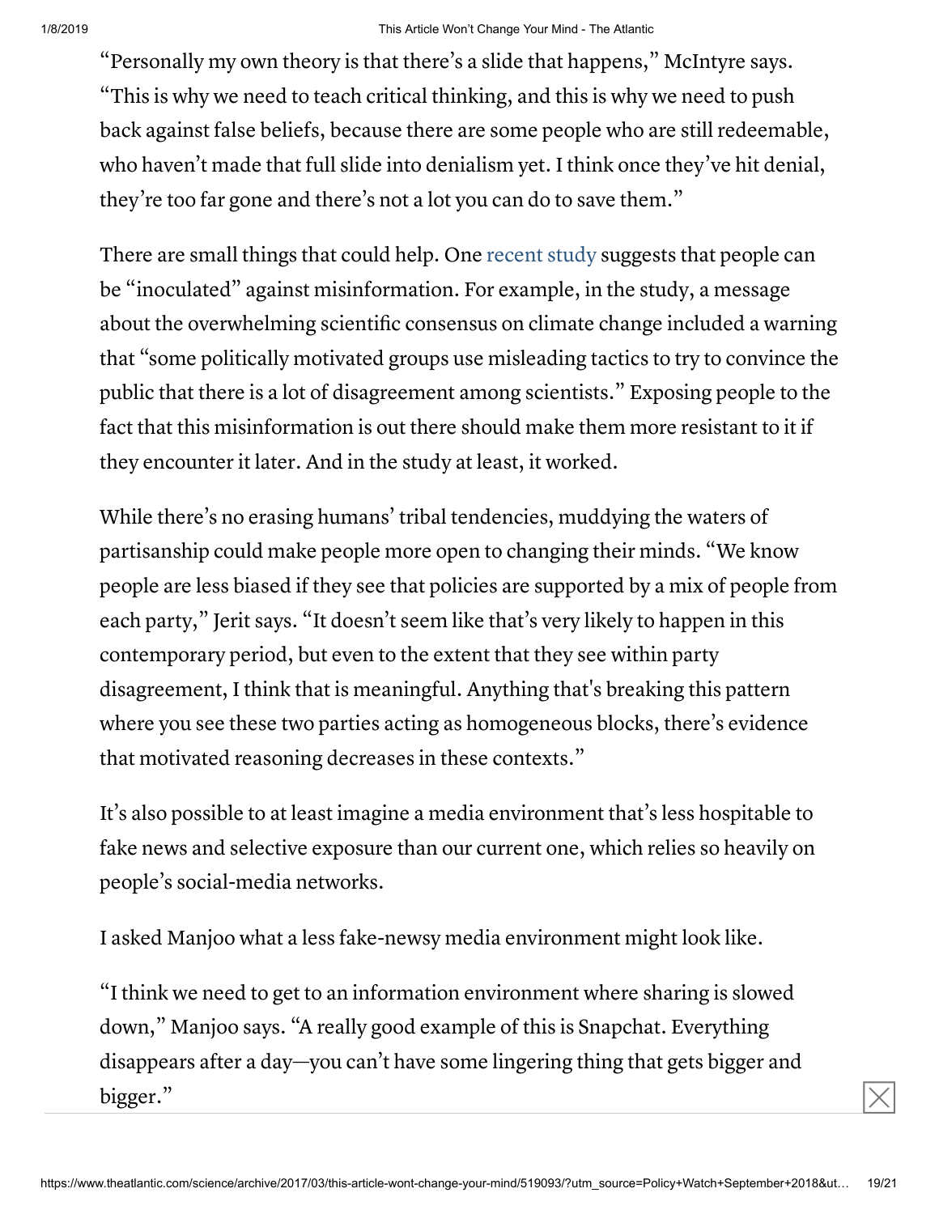"Personally my own theory is that there's a slide that happens," McIntyre says. "This is why we need to teach critical thinking, and this is why we need to push back against false beliefs, because there are some people who are still redeemable, who haven't made that full slide into denialism yet. I think once they've hit denial, they're too far gone and there's not a lot you can do to save them."

There are small things that could help. One recent study suggests that people can be "inoculated" against misinformation. For example, in the study, a message about the overwhelming scientific consensus on climate change included a warning that "some politically motivated groups use misleading tactics to try to convince the public that there is a lot of disagreement among scientists." Exposing people to the fact that this misinformation is out there should make them more resistant to it if they encounter it later. And in the study at least, it worked.

While there's no erasing humans' tribal tendencies, muddying the waters of partisanship could make people more open to changing their minds. "We know people are less biased if they see that policies are supported by a mix of people from each party," Jerit says. "It doesn't seem like that's very likely to happen in this contemporary period, but even to the extent that they see within party disagreement, I think that is meaningful. Anything that's breaking this pattern where you see these two parties acting as homogeneous blocks, there's evidence that motivated reasoning decreases in these contexts."

It's also possible to at least imagine a media environment that's less hospitable to fake news and selective exposure than our current one, which relies so heavily on people's social-media networks.

I asked Manjoo what a less fake-newsy media environment might look like.

"I think we need to get to an information environment where sharing is slowed down," Manjoo says. "A really good example of this is Snapchat. Everything disappears after a day—you can't have some lingering thing that gets bigger and bigger."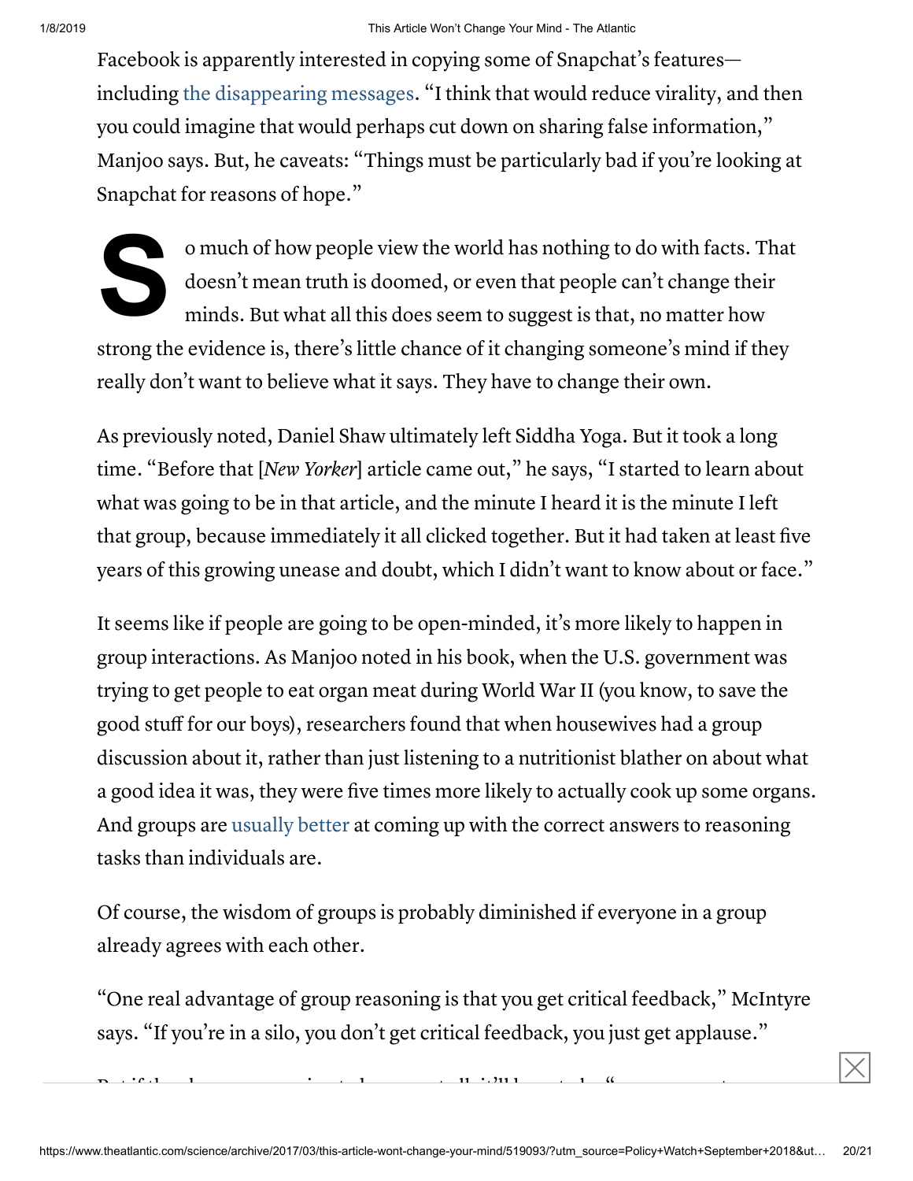Facebook is apparently interested in copying some of Snapchat's features—including the disappearing messages. "I think that would reduce virality, and then you could imagine that would perhaps cut down on sharing false information," Manjoo says. But, he caveats: "Things must be particularly bad if you're looking at Snapchat for reasons of hope."

So much of how people view the world has nothing to do with facts. That doesn't mean truth is doomed, or even that people can't change their minds. But what all this does seem to suggest is that, no matter how strong the evidence is, there's little chance of it changing someone's mind if they really don't want to believe what it says. They have to change their own.

As previously noted, Daniel Shaw ultimately left Siddha Yoga. But it took a long time. "Before that [*New Yorker*] article came out," he says, "I started to learn about what was going to be in that article, and the minute I heard it is the minute I left that group, because immediately it all clicked together. But it had taken at least five years of this growing unease and doubt, which I didn't want to know about or face."

It seems like if people are going to be open-minded, it's more likely to happen in group interactions. As Manjoo noted in his book, when the U.S. government was trying to get people to eat organ meat during World War II (you know, to save the good stuff for our boys), researchers found that when housewives had a group discussion about it, rather than just listening to a nutritionist blather on about what a good idea it was, they were five times more likely to actually cook up some organs. And groups are usually better at coming up with the correct answers to reasoning tasks than individuals are.

Of course, the wisdom of groups is probably diminished if everyone in a group already agrees with each other.

"One real advantage of group reasoning is that you get critical feedback," McIntyre says. "If you're in a silo, you don't get critical feedback, you just get applause."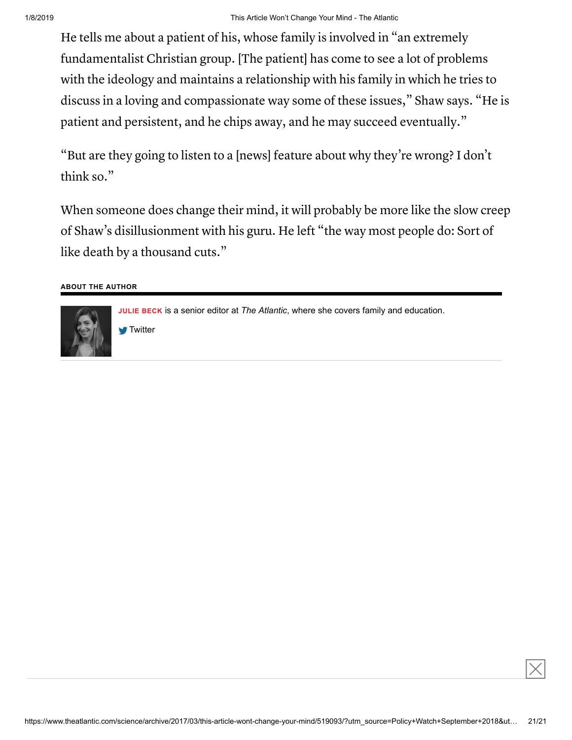He tells me about a patient of his, whose family is involved in "an extremely fundamentalist Christian group. [The patient] has come to see a lot of problems with the ideology and maintains a relationship with his family in which he tries to discuss in a loving and compassionate way some of these issues," Shaw says. "He is patient and persistent, and he chips away, and he may succeed eventually."

"But are they going to listen to a [news] feature about why they're wrong? I don't think so."

When someone does change their mind, it will probably be more like the slow creep of Shaw's disillusionment with his guru. He left "the way most people do: Sort of like death by a thousand cuts."

**ABOUT THE AUTHOR**

**JULIE BECK** is a senior editor at *The Atlantic*, where she covers family and education.

Twitter